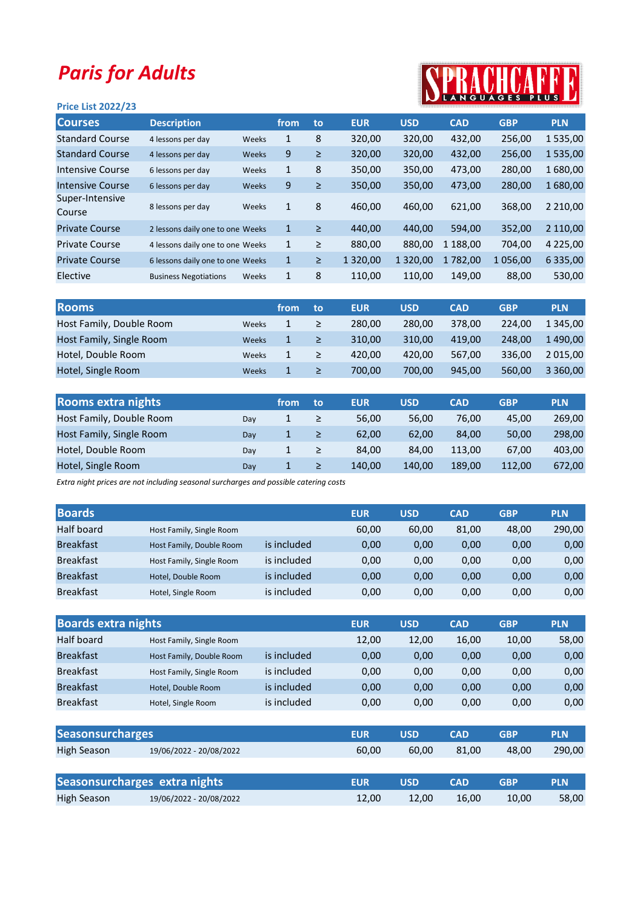# Paris for Adults

SPRACHCAFFE LANGUAGES PLUS

**Price List 2022/23**

| Courses | Description | | from | to | EUR | USD | CAD | GBP | PLN |
|---|---|---|---|---|---|---|---|---|---|
| Standard Course | 4 lessons per day | Weeks | 1 | 8 | 320,00 | 320,00 | 432,00 | 256,00 | 1 535,00 |
| Standard Course | 4 lessons per day | Weeks | 9 | ≥ | 320,00 | 320,00 | 432,00 | 256,00 | 1 535,00 |
| Intensive Course | 6 lessons per day | Weeks | 1 | 8 | 350,00 | 350,00 | 473,00 | 280,00 | 1 680,00 |
| Intensive Course | 6 lessons per day | Weeks | 9 | ≥ | 350,00 | 350,00 | 473,00 | 280,00 | 1 680,00 |
| Super-Intensive Course | 8 lessons per day | Weeks | 1 | 8 | 460,00 | 460,00 | 621,00 | 368,00 | 2 210,00 |
| Private Course | 2 lessons daily one to one | Weeks | 1 | ≥ | 440,00 | 440,00 | 594,00 | 352,00 | 2 110,00 |
| Private Course | 4 lessons daily one to one | Weeks | 1 | ≥ | 880,00 | 880,00 | 1 188,00 | 704,00 | 4 225,00 |
| Private Course | 6 lessons daily one to one | Weeks | 1 | ≥ | 1 320,00 | 1 320,00 | 1 782,00 | 1 056,00 | 6 335,00 |
| Elective | Business Negotiations | Weeks | 1 | 8 | 110,00 | 110,00 | 149,00 | 88,00 | 530,00 |

| Rooms | | from | to | EUR | USD | CAD | GBP | PLN |
|---|---|---|---|---|---|---|---|---|
| Host Family, Double Room | Weeks | 1 | ≥ | 280,00 | 280,00 | 378,00 | 224,00 | 1 345,00 |
| Host Family, Single Room | Weeks | 1 | ≥ | 310,00 | 310,00 | 419,00 | 248,00 | 1 490,00 |
| Hotel, Double Room | Weeks | 1 | ≥ | 420,00 | 420,00 | 567,00 | 336,00 | 2 015,00 |
| Hotel, Single Room | Weeks | 1 | ≥ | 700,00 | 700,00 | 945,00 | 560,00 | 3 360,00 |

| Rooms extra nights | | from | to | EUR | USD | CAD | GBP | PLN |
|---|---|---|---|---|---|---|---|---|
| Host Family, Double Room | Day | 1 | ≥ | 56,00 | 56,00 | 76,00 | 45,00 | 269,00 |
| Host Family, Single Room | Day | 1 | ≥ | 62,00 | 62,00 | 84,00 | 50,00 | 298,00 |
| Hotel, Double Room | Day | 1 | ≥ | 84,00 | 84,00 | 113,00 | 67,00 | 403,00 |
| Hotel, Single Room | Day | 1 | ≥ | 140,00 | 140,00 | 189,00 | 112,00 | 672,00 |

*Extra night prices are not including seasonal surcharges and possible catering costs*

| Boards | | | EUR | USD | CAD | GBP | PLN |
|---|---|---|---|---|---|---|---|
| Half board | Host Family, Single Room | | 60,00 | 60,00 | 81,00 | 48,00 | 290,00 |
| Breakfast | Host Family, Double Room | is included | 0,00 | 0,00 | 0,00 | 0,00 | 0,00 |
| Breakfast | Host Family, Single Room | is included | 0,00 | 0,00 | 0,00 | 0,00 | 0,00 |
| Breakfast | Hotel, Double Room | is included | 0,00 | 0,00 | 0,00 | 0,00 | 0,00 |
| Breakfast | Hotel, Single Room | is included | 0,00 | 0,00 | 0,00 | 0,00 | 0,00 |

| Boards extra nights | | | EUR | USD | CAD | GBP | PLN |
|---|---|---|---|---|---|---|---|
| Half board | Host Family, Single Room | | 12,00 | 12,00 | 16,00 | 10,00 | 58,00 |
| Breakfast | Host Family, Double Room | is included | 0,00 | 0,00 | 0,00 | 0,00 | 0,00 |
| Breakfast | Host Family, Single Room | is included | 0,00 | 0,00 | 0,00 | 0,00 | 0,00 |
| Breakfast | Hotel, Double Room | is included | 0,00 | 0,00 | 0,00 | 0,00 | 0,00 |
| Breakfast | Hotel, Single Room | is included | 0,00 | 0,00 | 0,00 | 0,00 | 0,00 |

| Seasonsurcharges | | EUR | USD | CAD | GBP | PLN |
|---|---|---|---|---|---|---|
| High Season | 19/06/2022 - 20/08/2022 | 60,00 | 60,00 | 81,00 | 48,00 | 290,00 |

| Seasonsurcharges extra nights | | EUR | USD | CAD | GBP | PLN |
|---|---|---|---|---|---|---|
| High Season | 19/06/2022 - 20/08/2022 | 12,00 | 12,00 | 16,00 | 10,00 | 58,00 |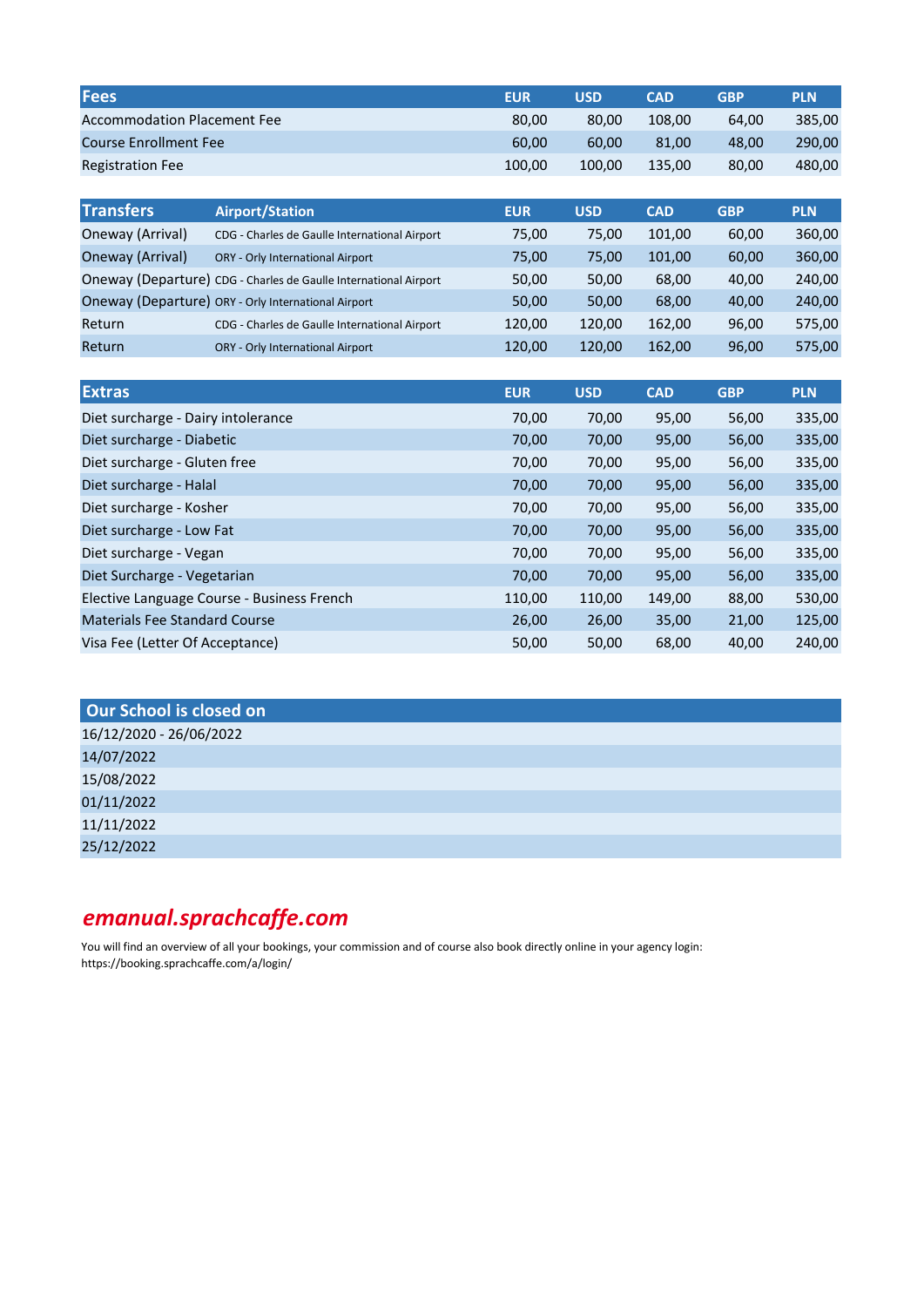| Fees | EUR | USD | CAD | GBP | PLN |
|---|---|---|---|---|---|
| Accommodation Placement Fee | 80,00 | 80,00 | 108,00 | 64,00 | 385,00 |
| Course Enrollment Fee | 60,00 | 60,00 | 81,00 | 48,00 | 290,00 |
| Registration Fee | 100,00 | 100,00 | 135,00 | 80,00 | 480,00 |

| Transfers | Airport/Station | EUR | USD | CAD | GBP | PLN |
|---|---|---|---|---|---|---|
| Oneway (Arrival) | CDG - Charles de Gaulle International Airport | 75,00 | 75,00 | 101,00 | 60,00 | 360,00 |
| Oneway (Arrival) | ORY - Orly International Airport | 75,00 | 75,00 | 101,00 | 60,00 | 360,00 |
| Oneway (Departure) | CDG - Charles de Gaulle International Airport | 50,00 | 50,00 | 68,00 | 40,00 | 240,00 |
| Oneway (Departure) | ORY - Orly International Airport | 50,00 | 50,00 | 68,00 | 40,00 | 240,00 |
| Return | CDG - Charles de Gaulle International Airport | 120,00 | 120,00 | 162,00 | 96,00 | 575,00 |
| Return | ORY - Orly International Airport | 120,00 | 120,00 | 162,00 | 96,00 | 575,00 |

| Extras | EUR | USD | CAD | GBP | PLN |
|---|---|---|---|---|---|
| Diet surcharge - Dairy intolerance | 70,00 | 70,00 | 95,00 | 56,00 | 335,00 |
| Diet surcharge - Diabetic | 70,00 | 70,00 | 95,00 | 56,00 | 335,00 |
| Diet surcharge - Gluten free | 70,00 | 70,00 | 95,00 | 56,00 | 335,00 |
| Diet surcharge - Halal | 70,00 | 70,00 | 95,00 | 56,00 | 335,00 |
| Diet surcharge - Kosher | 70,00 | 70,00 | 95,00 | 56,00 | 335,00 |
| Diet surcharge - Low Fat | 70,00 | 70,00 | 95,00 | 56,00 | 335,00 |
| Diet surcharge - Vegan | 70,00 | 70,00 | 95,00 | 56,00 | 335,00 |
| Diet Surcharge - Vegetarian | 70,00 | 70,00 | 95,00 | 56,00 | 335,00 |
| Elective Language Course - Business French | 110,00 | 110,00 | 149,00 | 88,00 | 530,00 |
| Materials Fee Standard Course | 26,00 | 26,00 | 35,00 | 21,00 | 125,00 |
| Visa Fee (Letter Of Acceptance) | 50,00 | 50,00 | 68,00 | 40,00 | 240,00 |

| Our School is closed on |
|---|
| 16/12/2020 - 26/06/2022 |
| 14/07/2022 |
| 15/08/2022 |
| 01/11/2022 |
| 11/11/2022 |
| 25/12/2022 |

## *emanual.sprachcaffe.com*

You will find an overview of all your bookings, your commission and of course also book directly online in your agency login:
https://booking.sprachcaffe.com/a/login/